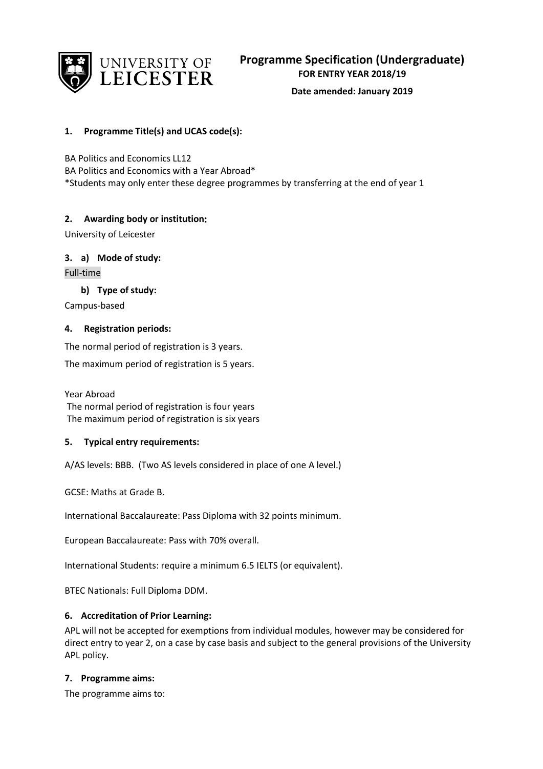# Programme Specification (Undergraduate)

**FOR ENTRY YEAR 2018/19**

**Date amended: January 2019**

## 1. Programme Title(s) and UCAS code(s):

BA Politics and Economics LL12
BA Politics and Economics with a Year Abroad*
*Students may only enter these degree programmes by transferring at the end of year 1

## 2. Awarding body or institution:

University of Leicester

## 3. a) Mode of study:

Full-time

### b) Type of study:

Campus-based

## 4. Registration periods:

The normal period of registration is 3 years.

The maximum period of registration is 5 years.

Year Abroad
The normal period of registration is four years
The maximum period of registration is six years

## 5. Typical entry requirements:

A/AS levels: BBB. (Two AS levels considered in place of one A level.)

GCSE: Maths at Grade B.

International Baccalaureate: Pass Diploma with 32 points minimum.

European Baccalaureate: Pass with 70% overall.

International Students: require a minimum 6.5 IELTS (or equivalent).

BTEC Nationals: Full Diploma DDM.

## 6. Accreditation of Prior Learning:

APL will not be accepted for exemptions from individual modules, however may be considered for direct entry to year 2, on a case by case basis and subject to the general provisions of the University APL policy.

## 7. Programme aims:

The programme aims to: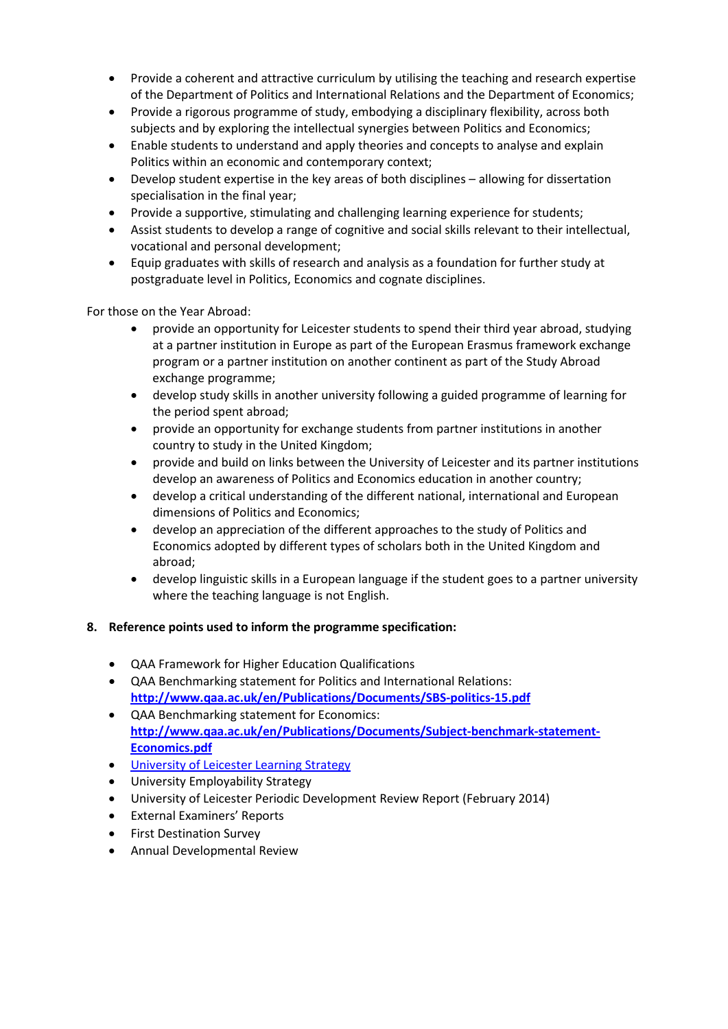- Provide a coherent and attractive curriculum by utilising the teaching and research expertise of the Department of Politics and International Relations and the Department of Economics;
- Provide a rigorous programme of study, embodying a disciplinary flexibility, across both subjects and by exploring the intellectual synergies between Politics and Economics;
- Enable students to understand and apply theories and concepts to analyse and explain Politics within an economic and contemporary context;
- Develop student expertise in the key areas of both disciplines – allowing for dissertation specialisation in the final year;
- Provide a supportive, stimulating and challenging learning experience for students;
- Assist students to develop a range of cognitive and social skills relevant to their intellectual, vocational and personal development;
- Equip graduates with skills of research and analysis as a foundation for further study at postgraduate level in Politics, Economics and cognate disciplines.

For those on the Year Abroad:

- provide an opportunity for Leicester students to spend their third year abroad, studying at a partner institution in Europe as part of the European Erasmus framework exchange program or a partner institution on another continent as part of the Study Abroad exchange programme;
- develop study skills in another university following a guided programme of learning for the period spent abroad;
- provide an opportunity for exchange students from partner institutions in another country to study in the United Kingdom;
- provide and build on links between the University of Leicester and its partner institutions develop an awareness of Politics and Economics education in another country;
- develop a critical understanding of the different national, international and European dimensions of Politics and Economics;
- develop an appreciation of the different approaches to the study of Politics and Economics adopted by different types of scholars both in the United Kingdom and abroad;
- develop linguistic skills in a European language if the student goes to a partner university where the teaching language is not English.

## 8. Reference points used to inform the programme specification:

- QAA Framework for Higher Education Qualifications
- QAA Benchmarking statement for Politics and International Relations: **http://www.qaa.ac.uk/en/Publications/Documents/SBS-politics-15.pdf**
- QAA Benchmarking statement for Economics: **http://www.qaa.ac.uk/en/Publications/Documents/Subject-benchmark-statement-Economics.pdf**
- University of Leicester Learning Strategy
- University Employability Strategy
- University of Leicester Periodic Development Review Report (February 2014)
- External Examiners' Reports
- First Destination Survey
- Annual Developmental Review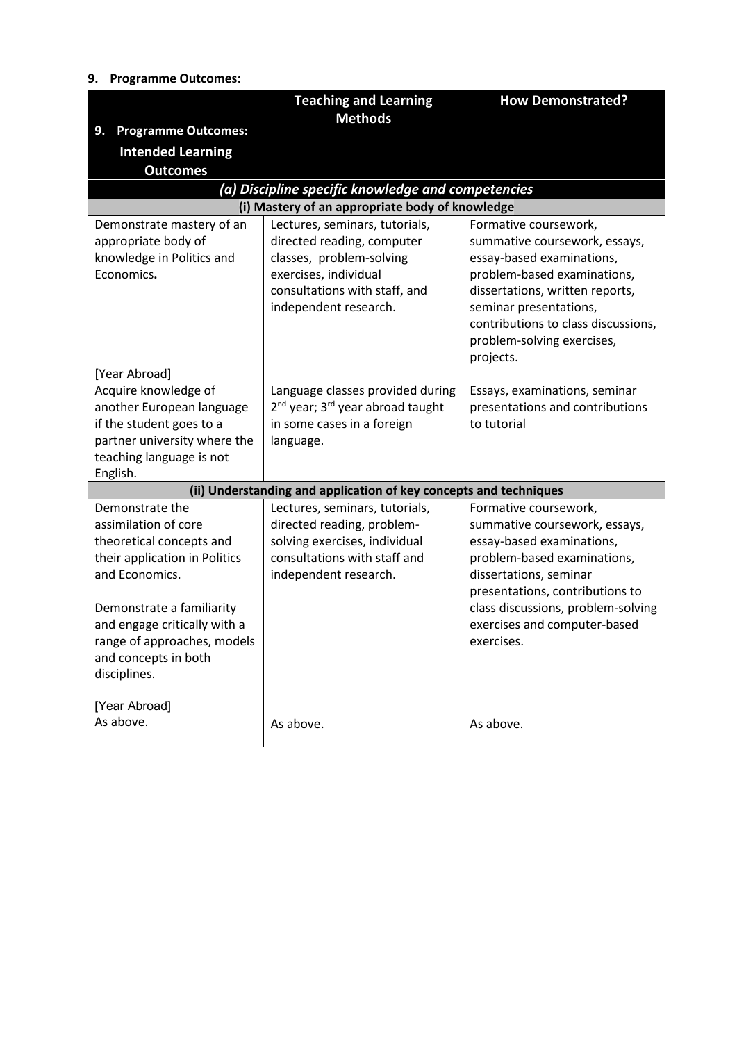### 9. Programme Outcomes:

| 9. Programme Outcomes: Intended Learning Outcomes | Teaching and Learning Methods | How Demonstrated? |
|---|---|---|
| ***(a) Discipline specific knowledge and competencies*** | | |
| **(i) Mastery of an appropriate body of knowledge** | | |
| Demonstrate mastery of an appropriate body of knowledge in Politics and Economics**.** | Lectures, seminars, tutorials, directed reading, computer classes, problem-solving exercises, individual consultations with staff, and independent research. | Formative coursework, summative coursework, essays, essay-based examinations, problem-based examinations, dissertations, written reports, seminar presentations, contributions to class discussions, problem-solving exercises, projects. |
| [Year Abroad] Acquire knowledge of another European language if the student goes to a partner university where the teaching language is not English. | Language classes provided during 2nd year; 3rd year abroad taught in some cases in a foreign language. | Essays, examinations, seminar presentations and contributions to tutorial |
| **(ii) Understanding and application of key concepts and techniques** | | |
| Demonstrate the assimilation of core theoretical concepts and their application in Politics and Economics.<br><br>Demonstrate a familiarity and engage critically with a range of approaches, models and concepts in both disciplines. | Lectures, seminars, tutorials, directed reading, problem-solving exercises, individual consultations with staff and independent research. | Formative coursework, summative coursework, essays, essay-based examinations, problem-based examinations, dissertations, seminar presentations, contributions to class discussions, problem-solving exercises and computer-based exercises. |
| [Year Abroad] As above. | As above. | As above. |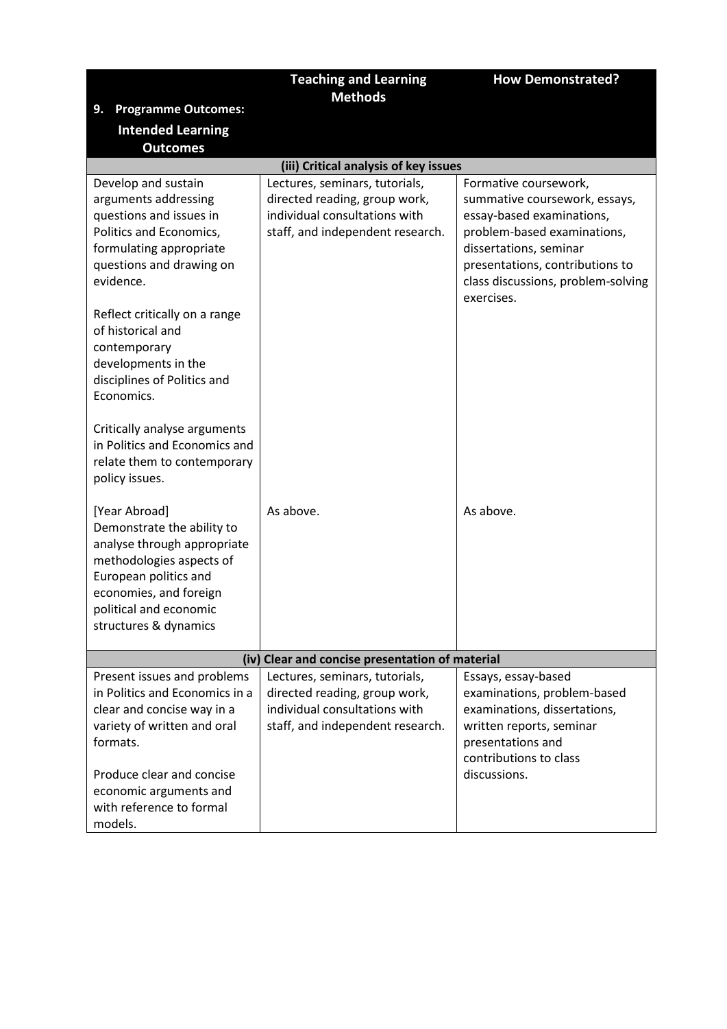| 9. Programme Outcomes: Intended Learning Outcomes | Teaching and Learning Methods | How Demonstrated? |
| --- | --- | --- |
| **(iii) Critical analysis of key issues** | | |
| Develop and sustain arguments addressing questions and issues in Politics and Economics, formulating appropriate questions and drawing on evidence.<br><br>Reflect critically on a range of historical and contemporary developments in the disciplines of Politics and Economics.<br><br>Critically analyse arguments in Politics and Economics and relate them to contemporary policy issues. | Lectures, seminars, tutorials, directed reading, group work, individual consultations with staff, and independent research. | Formative coursework, summative coursework, essays, essay-based examinations, problem-based examinations, dissertations, seminar presentations, contributions to class discussions, problem-solving exercises. |
| [Year Abroad] Demonstrate the ability to analyse through appropriate methodologies aspects of European politics and economies, and foreign political and economic structures & dynamics | As above. | As above. |
| **(iv) Clear and concise presentation of material** | | |
| Present issues and problems in Politics and Economics in a clear and concise way in a variety of written and oral formats.<br><br>Produce clear and concise economic arguments and with reference to formal models. | Lectures, seminars, tutorials, directed reading, group work, individual consultations with staff, and independent research. | Essays, essay-based examinations, problem-based examinations, dissertations, written reports, seminar presentations and contributions to class discussions. |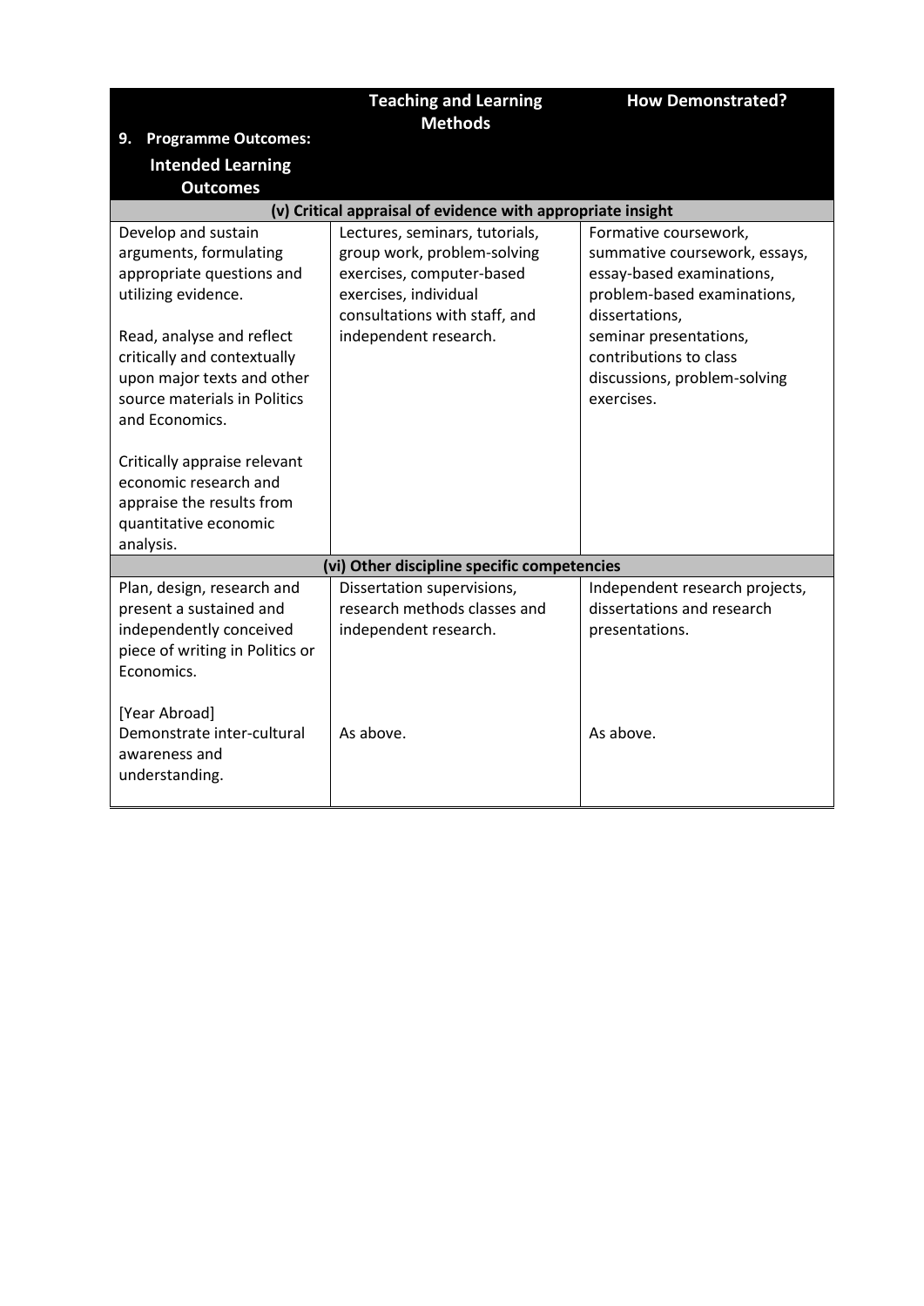| 9. Programme Outcomes: Intended Learning Outcomes | Teaching and Learning Methods | How Demonstrated? |
|---|---|---|
| **(v) Critical appraisal of evidence with appropriate insight** | | |
| Develop and sustain arguments, formulating appropriate questions and utilizing evidence.<br><br>Read, analyse and reflect critically and contextually upon major texts and other source materials in Politics and Economics.<br><br>Critically appraise relevant economic research and appraise the results from quantitative economic analysis. | Lectures, seminars, tutorials, group work, problem-solving exercises, computer-based exercises, individual consultations with staff, and independent research. | Formative coursework, summative coursework, essays, essay-based examinations, problem-based examinations, dissertations, seminar presentations, contributions to class discussions, problem-solving exercises. |
| **(vi) Other discipline specific competencies** | | |
| Plan, design, research and present a sustained and independently conceived piece of writing in Politics or Economics. | Dissertation supervisions, research methods classes and independent research. | Independent research projects, dissertations and research presentations. |
| [Year Abroad] Demonstrate inter-cultural awareness and understanding. | As above. | As above. |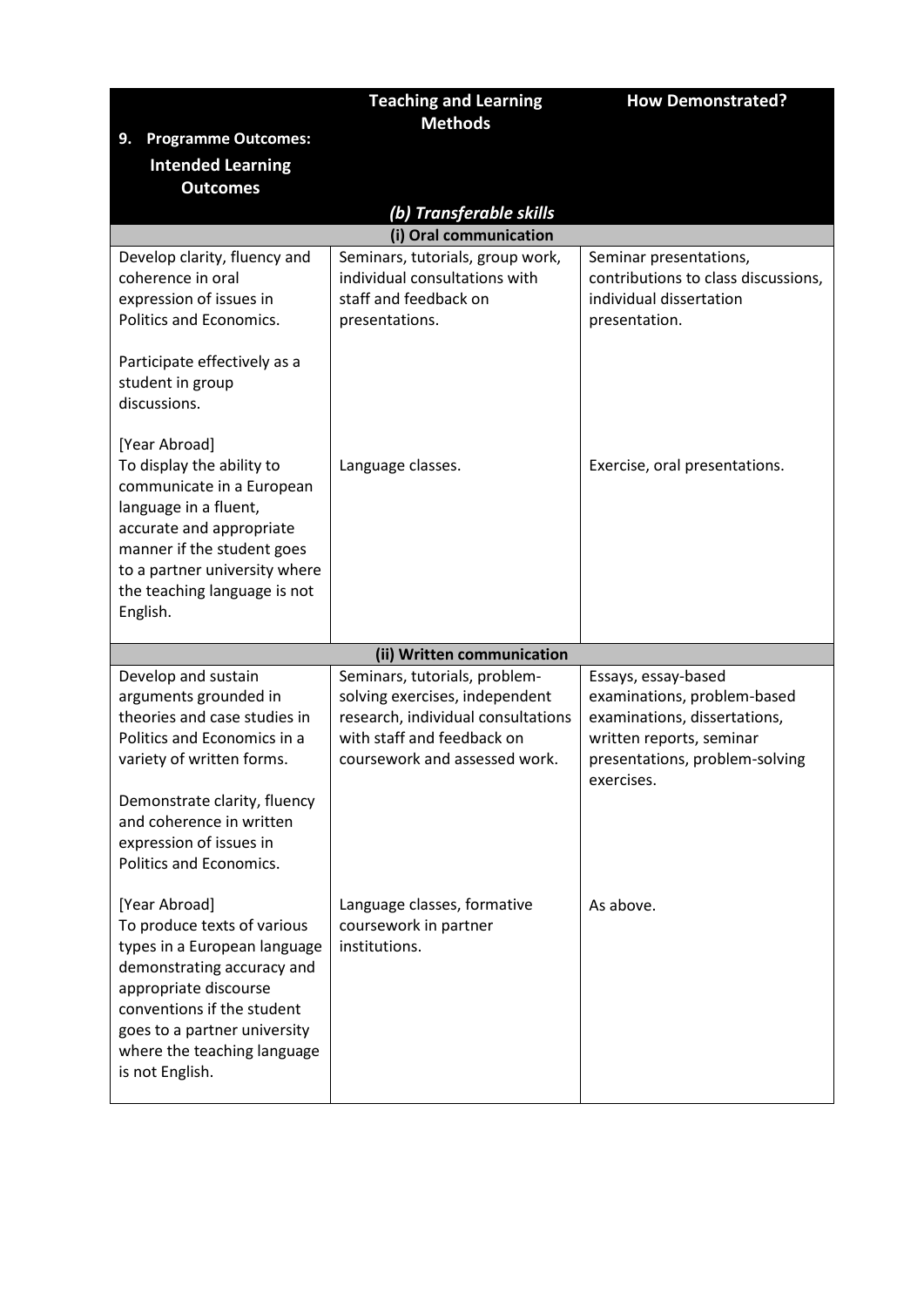| 9. Programme Outcomes: Intended Learning Outcomes | Teaching and Learning Methods | How Demonstrated? |
|---|---|---|
| ***(b) Transferable skills*** | | |
| **(i) Oral communication** | | |
| Develop clarity, fluency and coherence in oral expression of issues in Politics and Economics.<br><br>Participate effectively as a student in group discussions. | Seminars, tutorials, group work, individual consultations with staff and feedback on presentations. | Seminar presentations, contributions to class discussions, individual dissertation presentation. |
| [Year Abroad]<br>To display the ability to communicate in a European language in a fluent, accurate and appropriate manner if the student goes to a partner university where the teaching language is not English. | Language classes. | Exercise, oral presentations. |
| **(ii) Written communication** | | |
| Develop and sustain arguments grounded in theories and case studies in Politics and Economics in a variety of written forms.<br><br>Demonstrate clarity, fluency and coherence in written expression of issues in Politics and Economics. | Seminars, tutorials, problem-solving exercises, independent research, individual consultations with staff and feedback on coursework and assessed work. | Essays, essay-based examinations, problem-based examinations, dissertations, written reports, seminar presentations, problem-solving exercises. |
| [Year Abroad]<br>To produce texts of various types in a European language demonstrating accuracy and appropriate discourse conventions if the student goes to a partner university where the teaching language is not English. | Language classes, formative coursework in partner institutions. | As above. |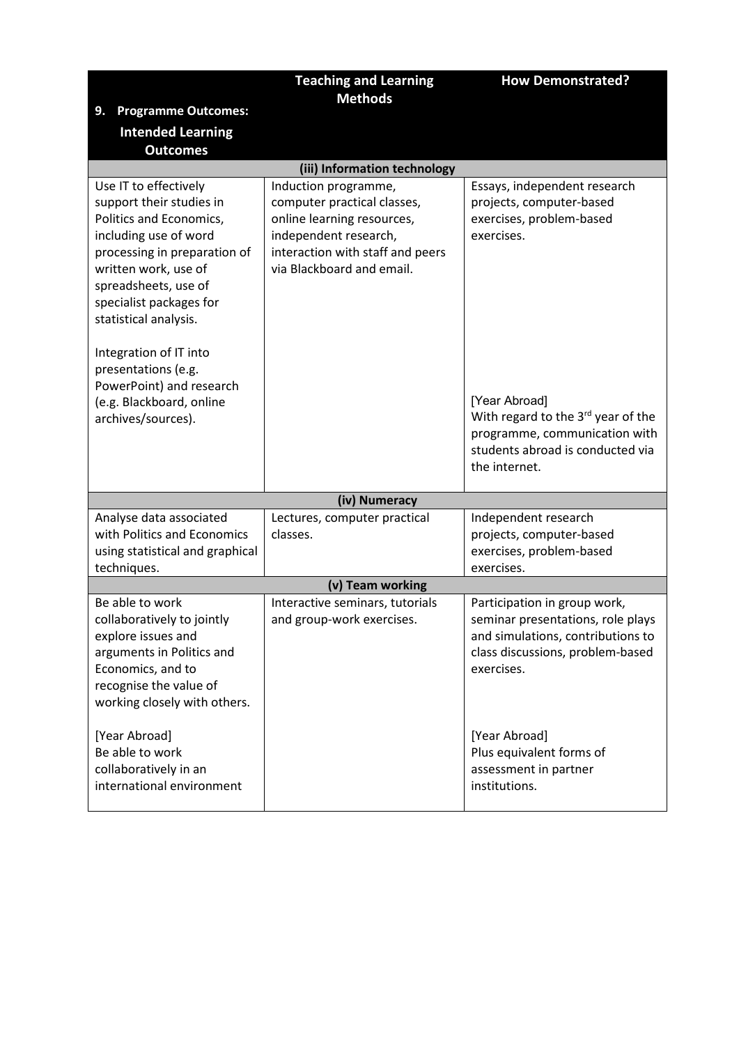| 9. Programme Outcomes: Intended Learning Outcomes | Teaching and Learning Methods | How Demonstrated? |
|---|---|---|
| **(iii) Information technology** | | |
| Use IT to effectively support their studies in Politics and Economics, including use of word processing in preparation of written work, use of spreadsheets, use of specialist packages for statistical analysis.<br><br>Integration of IT into presentations (e.g. PowerPoint) and research (e.g. Blackboard, online archives/sources). | Induction programme, computer practical classes, online learning resources, independent research, interaction with staff and peers via Blackboard and email. | Essays, independent research projects, computer-based exercises, problem-based exercises.<br><br>[Year Abroad]<br>With regard to the 3rd year of the programme, communication with students abroad is conducted via the internet. |
| **(iv) Numeracy** | | |
| Analyse data associated with Politics and Economics using statistical and graphical techniques. | Lectures, computer practical classes. | Independent research projects, computer-based exercises, problem-based exercises. |
| **(v) Team working** | | |
| Be able to work collaboratively to jointly explore issues and arguments in Politics and Economics, and to recognise the value of working closely with others.<br><br>[Year Abroad]<br>Be able to work collaboratively in an international environment | Interactive seminars, tutorials and group-work exercises. | Participation in group work, seminar presentations, role plays and simulations, contributions to class discussions, problem-based exercises.<br><br>[Year Abroad]<br>Plus equivalent forms of assessment in partner institutions. |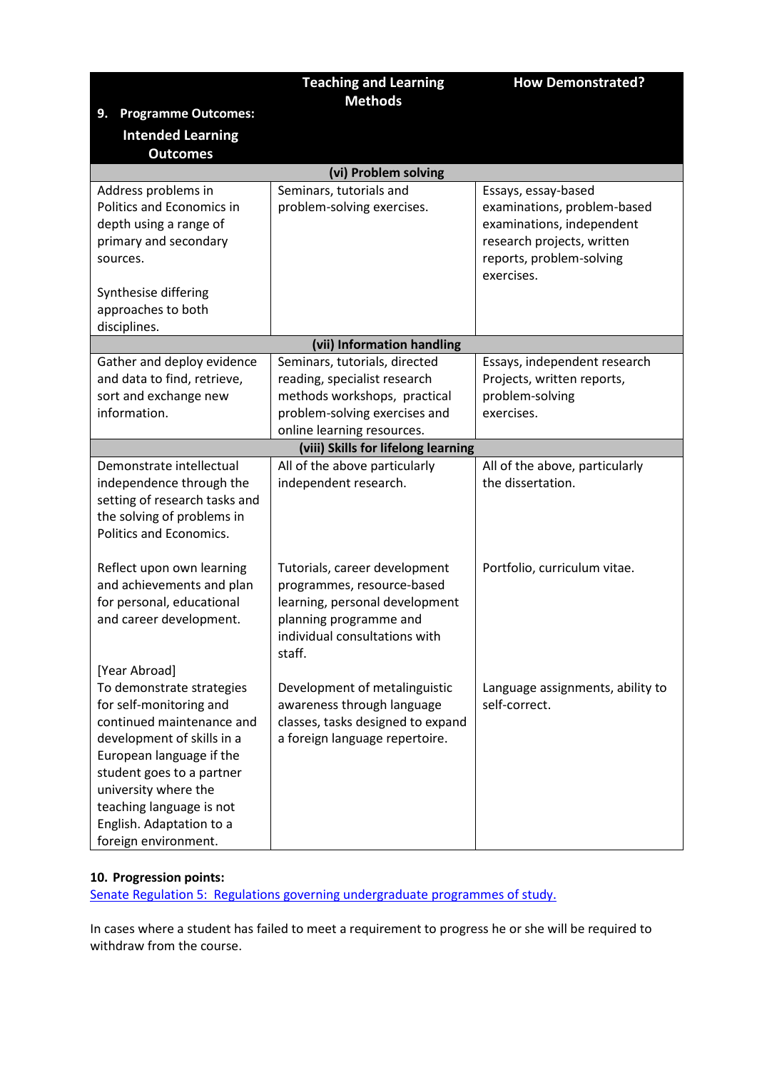| 9. Programme Outcomes: Intended Learning Outcomes | Teaching and Learning Methods | How Demonstrated? |
|---|---|---|
| **(vi) Problem solving** | | |
| Address problems in Politics and Economics in depth using a range of primary and secondary sources.<br><br>Synthesise differing approaches to both disciplines. | Seminars, tutorials and problem-solving exercises. | Essays, essay-based examinations, problem-based examinations, independent research projects, written reports, problem-solving exercises. |
| **(vii) Information handling** | | |
| Gather and deploy evidence and data to find, retrieve, sort and exchange new information. | Seminars, tutorials, directed reading, specialist research methods workshops, practical problem-solving exercises and online learning resources. | Essays, independent research Projects, written reports, problem-solving exercises. |
| **(viii) Skills for lifelong learning** | | |
| Demonstrate intellectual independence through the setting of research tasks and the solving of problems in Politics and Economics. | All of the above particularly independent research. | All of the above, particularly the dissertation. |
| Reflect upon own learning and achievements and plan for personal, educational and career development. | Tutorials, career development programmes, resource-based learning, personal development planning programme and individual consultations with staff. | Portfolio, curriculum vitae. |
| [Year Abroad]<br>To demonstrate strategies for self-monitoring and continued maintenance and development of skills in a European language if the student goes to a partner university where the teaching language is not English. Adaptation to a foreign environment. | Development of metalinguistic awareness through language classes, tasks designed to expand a foreign language repertoire. | Language assignments, ability to self-correct. |

**10. Progression points:**

Senate Regulation 5: Regulations governing undergraduate programmes of study.

In cases where a student has failed to meet a requirement to progress he or she will be required to withdraw from the course.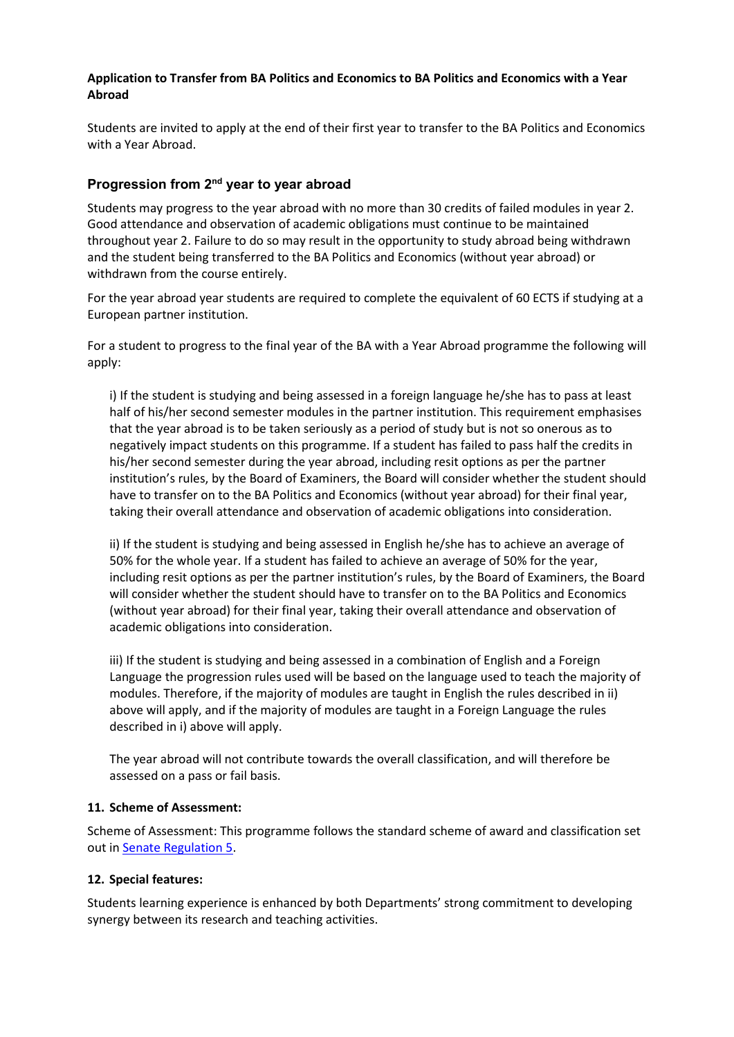**Application to Transfer from BA Politics and Economics to BA Politics and Economics with a Year Abroad**

Students are invited to apply at the end of their first year to transfer to the BA Politics and Economics with a Year Abroad.

### Progression from 2nd year to year abroad

Students may progress to the year abroad with no more than 30 credits of failed modules in year 2. Good attendance and observation of academic obligations must continue to be maintained throughout year 2. Failure to do so may result in the opportunity to study abroad being withdrawn and the student being transferred to the BA Politics and Economics (without year abroad) or withdrawn from the course entirely.

For the year abroad year students are required to complete the equivalent of 60 ECTS if studying at a European partner institution.

For a student to progress to the final year of the BA with a Year Abroad programme the following will apply:

i) If the student is studying and being assessed in a foreign language he/she has to pass at least half of his/her second semester modules in the partner institution. This requirement emphasises that the year abroad is to be taken seriously as a period of study but is not so onerous as to negatively impact students on this programme. If a student has failed to pass half the credits in his/her second semester during the year abroad, including resit options as per the partner institution's rules, by the Board of Examiners, the Board will consider whether the student should have to transfer on to the BA Politics and Economics (without year abroad) for their final year, taking their overall attendance and observation of academic obligations into consideration.

ii) If the student is studying and being assessed in English he/she has to achieve an average of 50% for the whole year. If a student has failed to achieve an average of 50% for the year, including resit options as per the partner institution's rules, by the Board of Examiners, the Board will consider whether the student should have to transfer on to the BA Politics and Economics (without year abroad) for their final year, taking their overall attendance and observation of academic obligations into consideration.

iii) If the student is studying and being assessed in a combination of English and a Foreign Language the progression rules used will be based on the language used to teach the majority of modules. Therefore, if the majority of modules are taught in English the rules described in ii) above will apply, and if the majority of modules are taught in a Foreign Language the rules described in i) above will apply.

The year abroad will not contribute towards the overall classification, and will therefore be assessed on a pass or fail basis.

#### 11. Scheme of Assessment:

Scheme of Assessment: This programme follows the standard scheme of award and classification set out in [Senate Regulation 5](#).

#### 12. Special features:

Students learning experience is enhanced by both Departments' strong commitment to developing synergy between its research and teaching activities.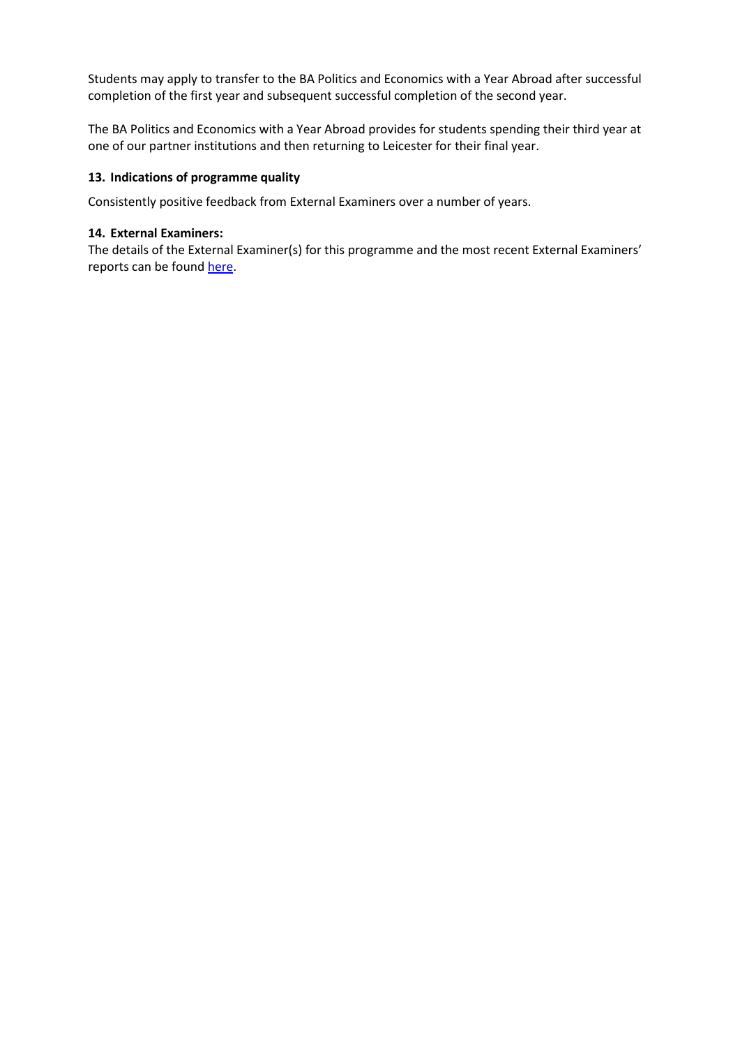Students may apply to transfer to the BA Politics and Economics with a Year Abroad after successful completion of the first year and subsequent successful completion of the second year.

The BA Politics and Economics with a Year Abroad provides for students spending their third year at one of our partner institutions and then returning to Leicester for their final year.

**13. Indications of programme quality**

Consistently positive feedback from External Examiners over a number of years.

**14. External Examiners:**

The details of the External Examiner(s) for this programme and the most recent External Examiners' reports can be found here.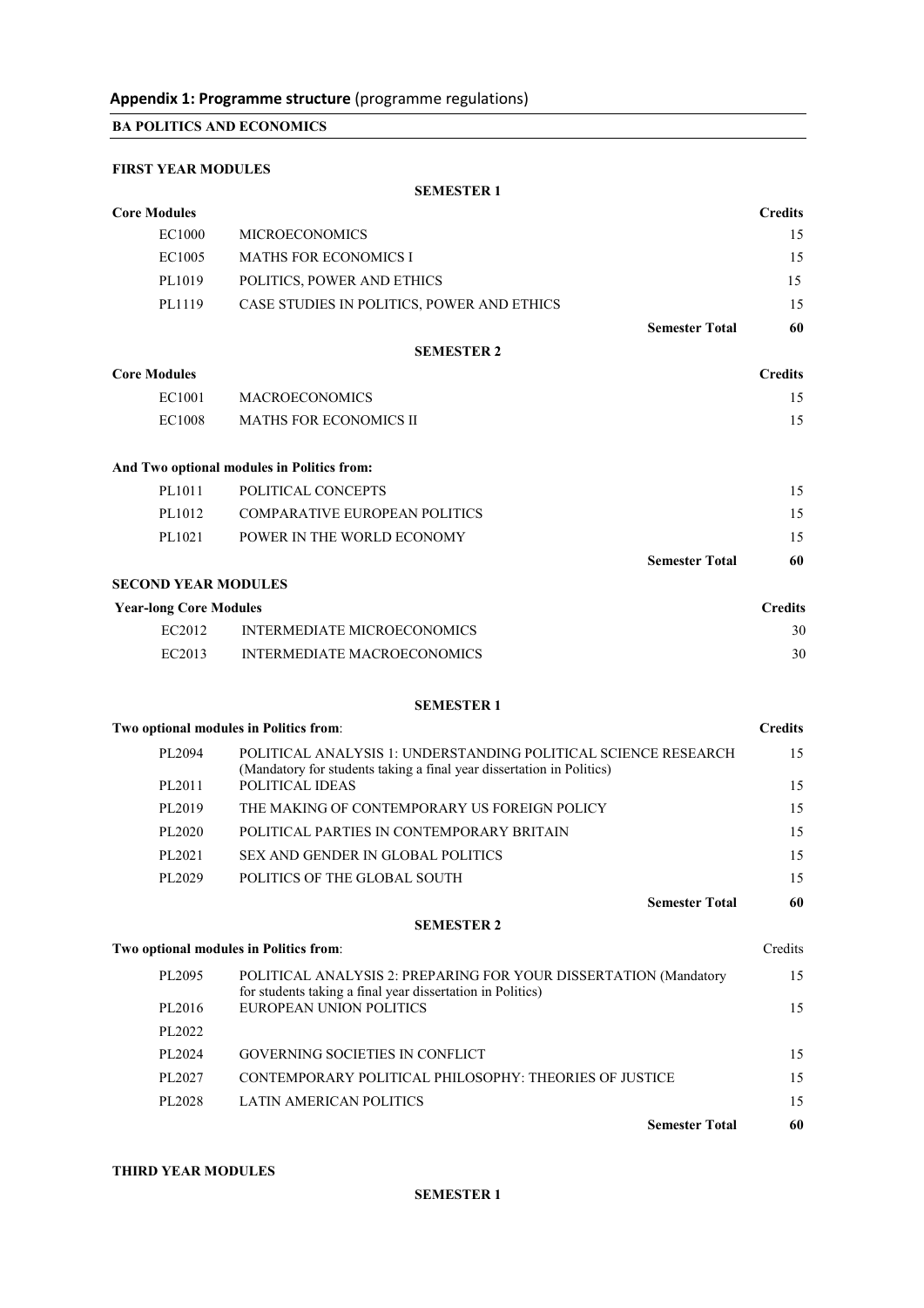## **Appendix 1: Programme structure** (programme regulations)

**BA POLITICS AND ECONOMICS**

**FIRST YEAR MODULES**

**SEMESTER 1**

| **Core Modules** | | **Credits** |
|---|---|---|
| EC1000 | MICROECONOMICS | 15 |
| EC1005 | MATHS FOR ECONOMICS I | 15 |
| PL1019 | POLITICS, POWER AND ETHICS | 15 |
| PL1119 | CASE STUDIES IN POLITICS, POWER AND ETHICS | 15 |
| | **Semester Total** | **60** |

**SEMESTER 2**

| **Core Modules** | | **Credits** |
|---|---|---|
| EC1001 | MACROECONOMICS | 15 |
| EC1008 | MATHS FOR ECONOMICS II | 15 |
| **And Two optional modules in Politics from:** | | |
| PL1011 | POLITICAL CONCEPTS | 15 |
| PL1012 | COMPARATIVE EUROPEAN POLITICS | 15 |
| PL1021 | POWER IN THE WORLD ECONOMY | 15 |
| | **Semester Total** | **60** |

**SECOND YEAR MODULES**

| **Year-long Core Modules** | | **Credits** |
|---|---|---|
| EC2012 | INTERMEDIATE MICROECONOMICS | 30 |
| EC2013 | INTERMEDIATE MACROECONOMICS | 30 |

**SEMESTER 1**

| **Two optional modules in Politics from**: | | **Credits** |
|---|---|---|
| PL2094 | POLITICAL ANALYSIS 1: UNDERSTANDING POLITICAL SCIENCE RESEARCH (Mandatory for students taking a final year dissertation in Politics) | 15 |
| PL2011 | POLITICAL IDEAS | 15 |
| PL2019 | THE MAKING OF CONTEMPORARY US FOREIGN POLICY | 15 |
| PL2020 | POLITICAL PARTIES IN CONTEMPORARY BRITAIN | 15 |
| PL2021 | SEX AND GENDER IN GLOBAL POLITICS | 15 |
| PL2029 | POLITICS OF THE GLOBAL SOUTH | 15 |
| | **Semester Total** | **60** |

**SEMESTER 2**

| **Two optional modules in Politics from**: | | Credits |
|---|---|---|
| PL2095 | POLITICAL ANALYSIS 2: PREPARING FOR YOUR DISSERTATION (Mandatory for students taking a final year dissertation in Politics) | 15 |
| PL2016 | EUROPEAN UNION POLITICS | 15 |
| PL2022 | | |
| PL2024 | GOVERNING SOCIETIES IN CONFLICT | 15 |
| PL2027 | CONTEMPORARY POLITICAL PHILOSOPHY: THEORIES OF JUSTICE | 15 |
| PL2028 | LATIN AMERICAN POLITICS | 15 |
| | **Semester Total** | **60** |

**THIRD YEAR MODULES**

**SEMESTER 1**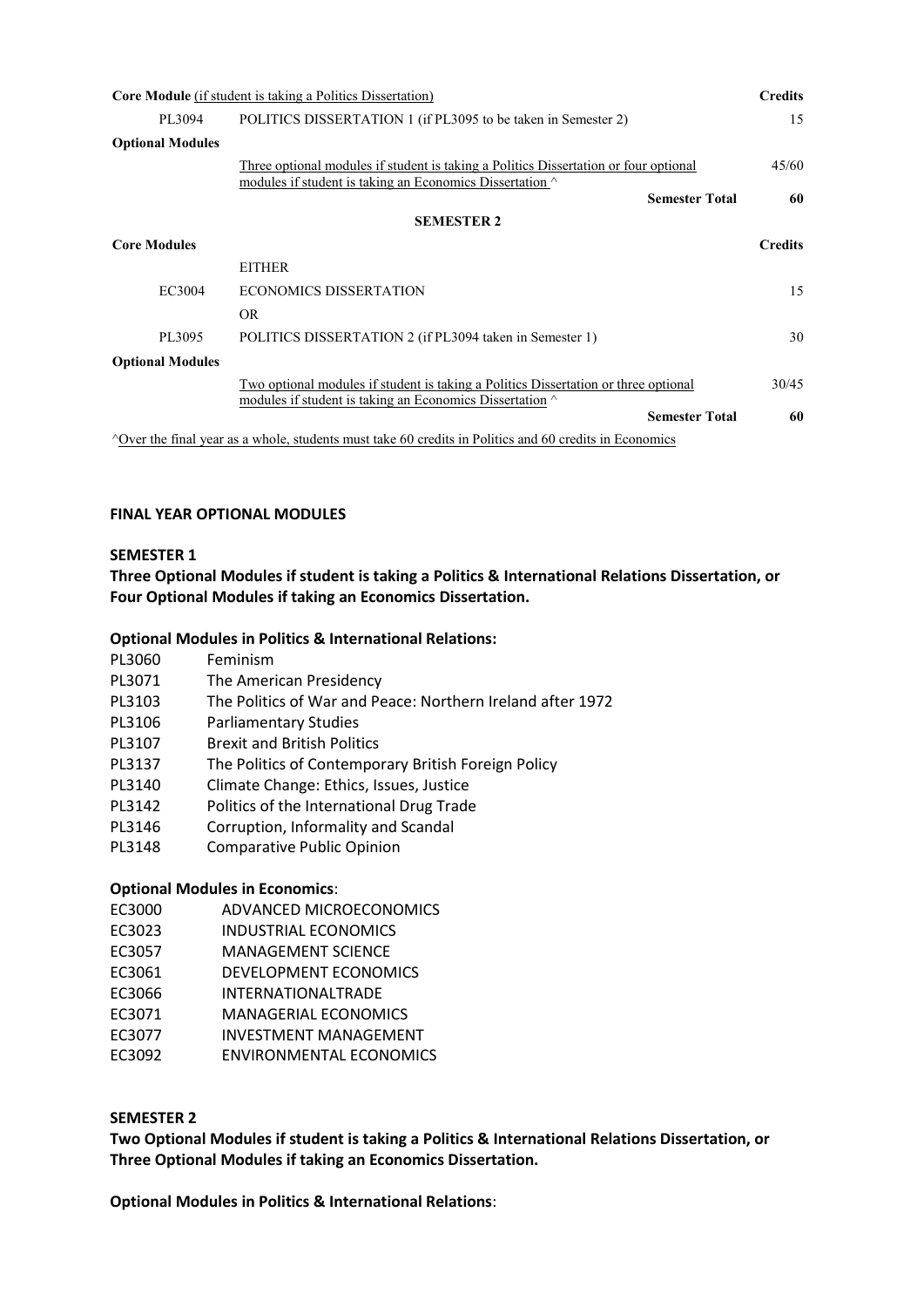| Core Module (if student is taking a Politics Dissertation) | | Credits |
|---|---|---|
| PL3094 | POLITICS DISSERTATION 1 (if PL3095 to be taken in Semester 2) | 15 |
| **Optional Modules** | | |
| | Three optional modules if student is taking a Politics Dissertation or four optional modules if student is taking an Economics Dissertation ^ | 45/60 |
| | **Semester Total** | **60** |

**SEMESTER 2**

| Core Modules | | Credits |
|---|---|---|
| | EITHER | |
| EC3004 | ECONOMICS DISSERTATION | 15 |
| | OR | |
| PL3095 | POLITICS DISSERTATION 2 (if PL3094 taken in Semester 1) | 30 |
| **Optional Modules** | | |
| | Two optional modules if student is taking a Politics Dissertation or three optional modules if student is taking an Economics Dissertation ^ | 30/45 |
| | **Semester Total** | **60** |

^Over the final year as a whole, students must take 60 credits in Politics and 60 credits in Economics

## FINAL YEAR OPTIONAL MODULES

### SEMESTER 1

**Three Optional Modules if student is taking a Politics & International Relations Dissertation, or Four Optional Modules if taking an Economics Dissertation.**

**Optional Modules in Politics & International Relations:**

| | |
|---|---|
| PL3060 | Feminism |
| PL3071 | The American Presidency |
| PL3103 | The Politics of War and Peace: Northern Ireland after 1972 |
| PL3106 | Parliamentary Studies |
| PL3107 | Brexit and British Politics |
| PL3137 | The Politics of Contemporary British Foreign Policy |
| PL3140 | Climate Change: Ethics, Issues, Justice |
| PL3142 | Politics of the International Drug Trade |
| PL3146 | Corruption, Informality and Scandal |
| PL3148 | Comparative Public Opinion |

**Optional Modules in Economics**:

| | |
|---|---|
| EC3000 | ADVANCED MICROECONOMICS |
| EC3023 | INDUSTRIAL ECONOMICS |
| EC3057 | MANAGEMENT SCIENCE |
| EC3061 | DEVELOPMENT ECONOMICS |
| EC3066 | INTERNATIONALTRADE |
| EC3071 | MANAGERIAL ECONOMICS |
| EC3077 | INVESTMENT MANAGEMENT |
| EC3092 | ENVIRONMENTAL ECONOMICS |

### SEMESTER 2

**Two Optional Modules if student is taking a Politics & International Relations Dissertation, or Three Optional Modules if taking an Economics Dissertation.**

**Optional Modules in Politics & International Relations**: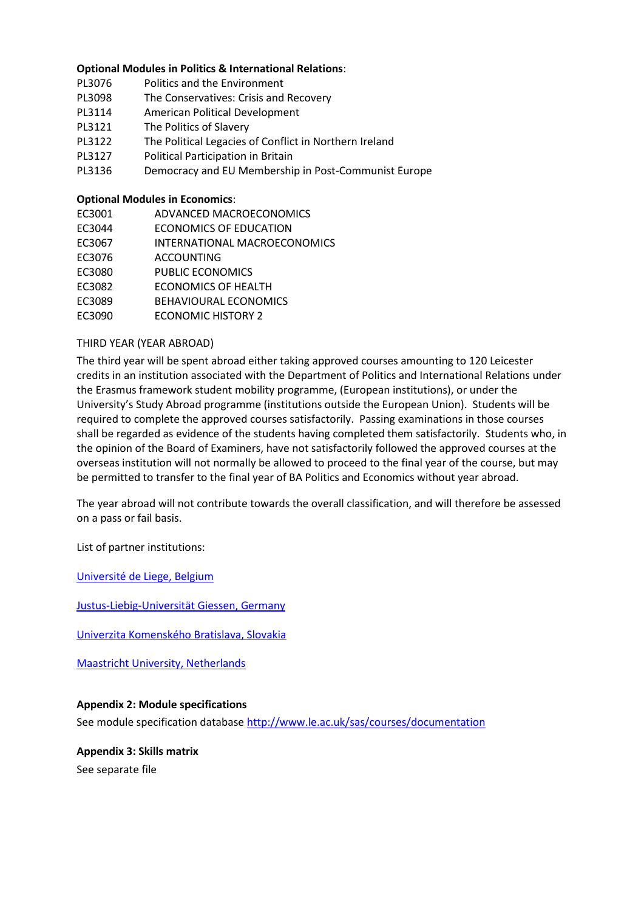**Optional Modules in Politics & International Relations**:

PL3076 Politics and the Environment
PL3098 The Conservatives: Crisis and Recovery
PL3114 American Political Development
PL3121 The Politics of Slavery
PL3122 The Political Legacies of Conflict in Northern Ireland
PL3127 Political Participation in Britain
PL3136 Democracy and EU Membership in Post-Communist Europe

**Optional Modules in Economics**:

EC3001 ADVANCED MACROECONOMICS
EC3044 ECONOMICS OF EDUCATION
EC3067 INTERNATIONAL MACROECONOMICS
EC3076 ACCOUNTING
EC3080 PUBLIC ECONOMICS
EC3082 ECONOMICS OF HEALTH
EC3089 BEHAVIOURAL ECONOMICS
EC3090 ECONOMIC HISTORY 2

THIRD YEAR (YEAR ABROAD)

The third year will be spent abroad either taking approved courses amounting to 120 Leicester credits in an institution associated with the Department of Politics and International Relations under the Erasmus framework student mobility programme, (European institutions), or under the University's Study Abroad programme (institutions outside the European Union). Students will be required to complete the approved courses satisfactorily. Passing examinations in those courses shall be regarded as evidence of the students having completed them satisfactorily. Students who, in the opinion of the Board of Examiners, have not satisfactorily followed the approved courses at the overseas institution will not normally be allowed to proceed to the final year of the course, but may be permitted to transfer to the final year of BA Politics and Economics without year abroad.

The year abroad will not contribute towards the overall classification, and will therefore be assessed on a pass or fail basis.

List of partner institutions:

Université de Liege, Belgium

Justus-Liebig-Universität Giessen, Germany

Univerzita Komenského Bratislava, Slovakia

Maastricht University, Netherlands

**Appendix 2: Module specifications**

See module specification database http://www.le.ac.uk/sas/courses/documentation

**Appendix 3: Skills matrix**

See separate file